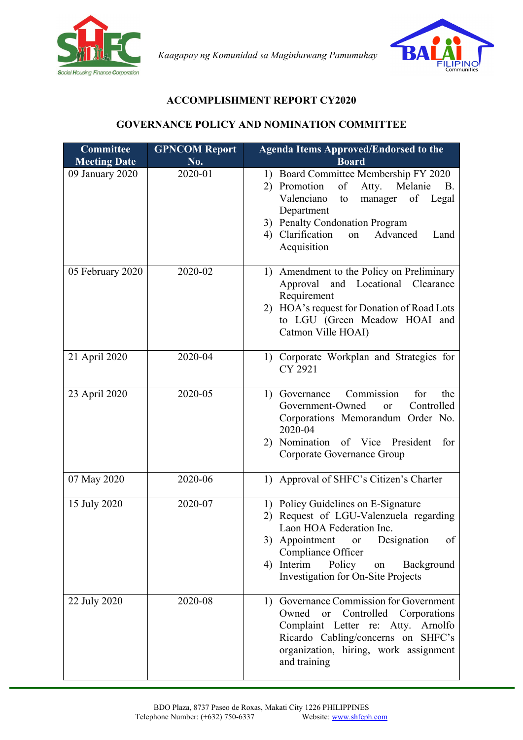*Kaagapay ng Komunidad sa Maginhawang Pamumuhay*

## ACCOMPLISHMENT REPORT CY2020

## GOVERNANCE POLICY AND NOMINATION COMMITTEE

| Committee Meeting Date | GPNCOM Report No. | Agenda Items Approved/Endorsed to the Board |
|---|---|---|
| 09 January 2020 | 2020-01 | 1) Board Committee Membership FY 2020<br>2) Promotion of Atty. Melanie B. Valenciano to manager of Legal Department<br>3) Penalty Condonation Program<br>4) Clarification on Advanced Land Acquisition |
| 05 February 2020 | 2020-02 | 1) Amendment to the Policy on Preliminary Approval and Locational Clearance Requirement<br>2) HOA's request for Donation of Road Lots to LGU (Green Meadow HOAI and Catmon Ville HOAI) |
| 21 April 2020 | 2020-04 | 1) Corporate Workplan and Strategies for CY 2921 |
| 23 April 2020 | 2020-05 | 1) Governance Commission for the Government-Owned or Controlled Corporations Memorandum Order No. 2020-04<br>2) Nomination of Vice President for Corporate Governance Group |
| 07 May 2020 | 2020-06 | 1) Approval of SHFC's Citizen's Charter |
| 15 July 2020 | 2020-07 | 1) Policy Guidelines on E-Signature<br>2) Request of LGU-Valenzuela regarding Laon HOA Federation Inc.<br>3) Appointment or Designation of Compliance Officer<br>4) Interim Policy on Background Investigation for On-Site Projects |
| 22 July 2020 | 2020-08 | 1) Governance Commission for Government Owned or Controlled Corporations Complaint Letter re: Atty. Arnolfo Ricardo Cabling/concerns on SHFC's organization, hiring, work assignment and training |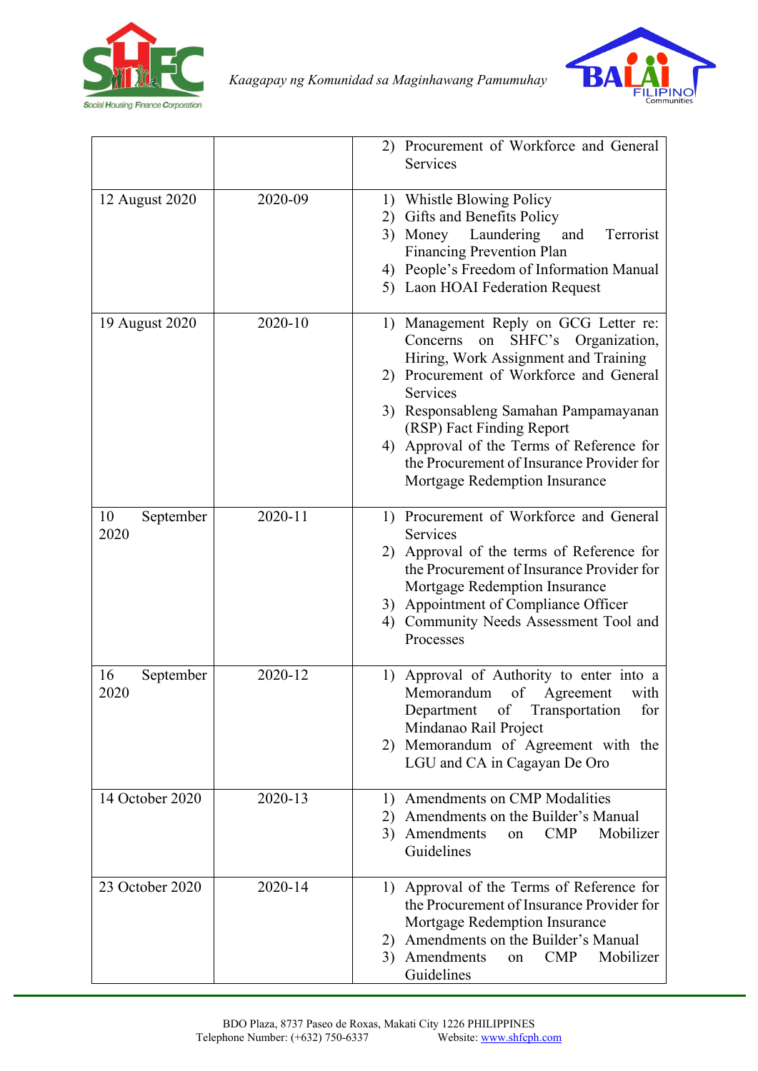| | | |
|---|---|---|
| | | 2) Procurement of Workforce and General Services |
| 12 August 2020 | 2020-09 | 1) Whistle Blowing Policy<br>2) Gifts and Benefits Policy<br>3) Money Laundering and Terrorist Financing Prevention Plan<br>4) People's Freedom of Information Manual<br>5) Laon HOAI Federation Request |
| 19 August 2020 | 2020-10 | 1) Management Reply on GCG Letter re: Concerns on SHFC's Organization, Hiring, Work Assignment and Training<br>2) Procurement of Workforce and General Services<br>3) Responsableng Samahan Pampamayanan (RSP) Fact Finding Report<br>4) Approval of the Terms of Reference for the Procurement of Insurance Provider for Mortgage Redemption Insurance |
| 10 September 2020 | 2020-11 | 1) Procurement of Workforce and General Services<br>2) Approval of the terms of Reference for the Procurement of Insurance Provider for Mortgage Redemption Insurance<br>3) Appointment of Compliance Officer<br>4) Community Needs Assessment Tool and Processes |
| 16 September 2020 | 2020-12 | 1) Approval of Authority to enter into a Memorandum of Agreement with Department of Transportation for Mindanao Rail Project<br>2) Memorandum of Agreement with the LGU and CA in Cagayan De Oro |
| 14 October 2020 | 2020-13 | 1) Amendments on CMP Modalities<br>2) Amendments on the Builder's Manual<br>3) Amendments on CMP Mobilizer Guidelines |
| 23 October 2020 | 2020-14 | 1) Approval of the Terms of Reference for the Procurement of Insurance Provider for Mortgage Redemption Insurance<br>2) Amendments on the Builder's Manual<br>3) Amendments on CMP Mobilizer Guidelines |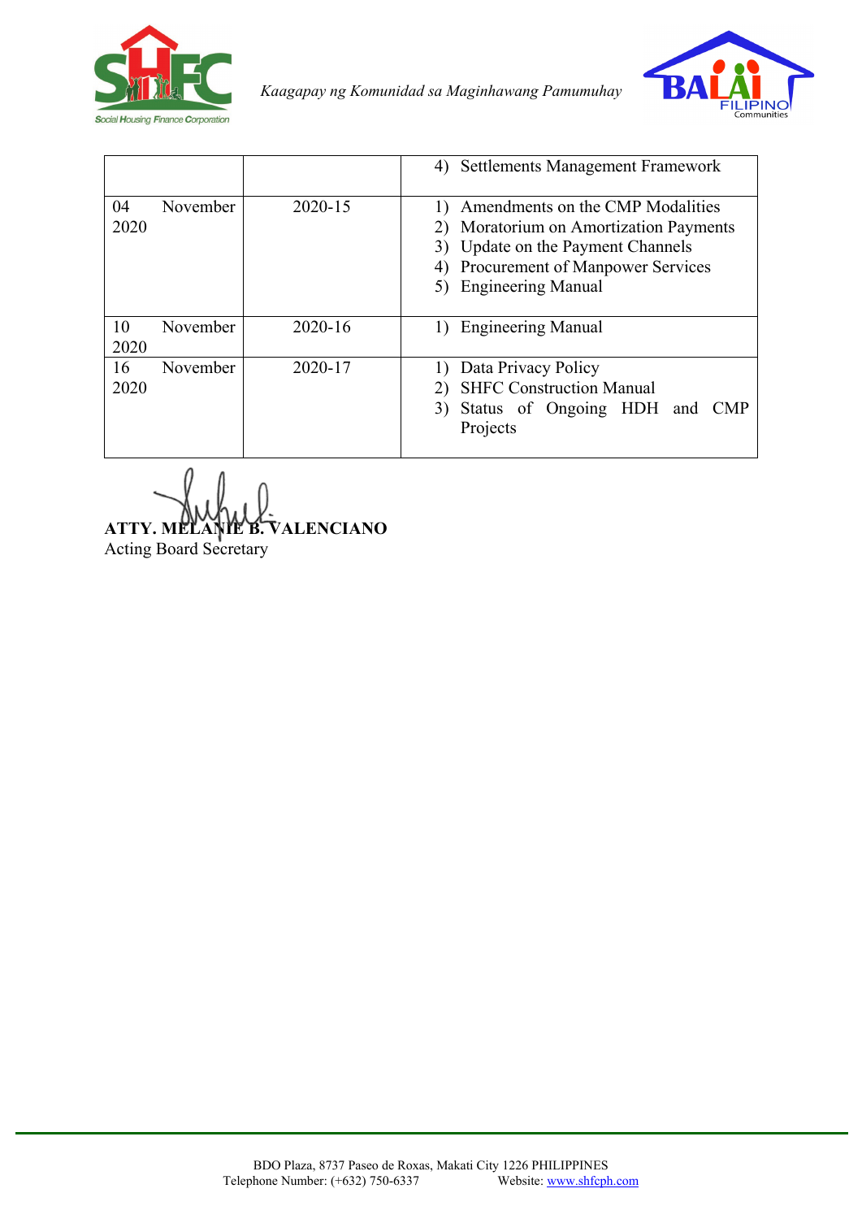| | | |
|---|---|---|
| | | 4) Settlements Management Framework |
| 04 November 2020 | 2020-15 | 1) Amendments on the CMP Modalities<br>2) Moratorium on Amortization Payments<br>3) Update on the Payment Channels<br>4) Procurement of Manpower Services<br>5) Engineering Manual |
| 10 November 2020 | 2020-16 | 1) Engineering Manual |
| 16 November 2020 | 2020-17 | 1) Data Privacy Policy<br>2) SHFC Construction Manual<br>3) Status of Ongoing HDH and CMP Projects |

**ATTY. MELANIE B. VALENCIANO**
Acting Board Secretary